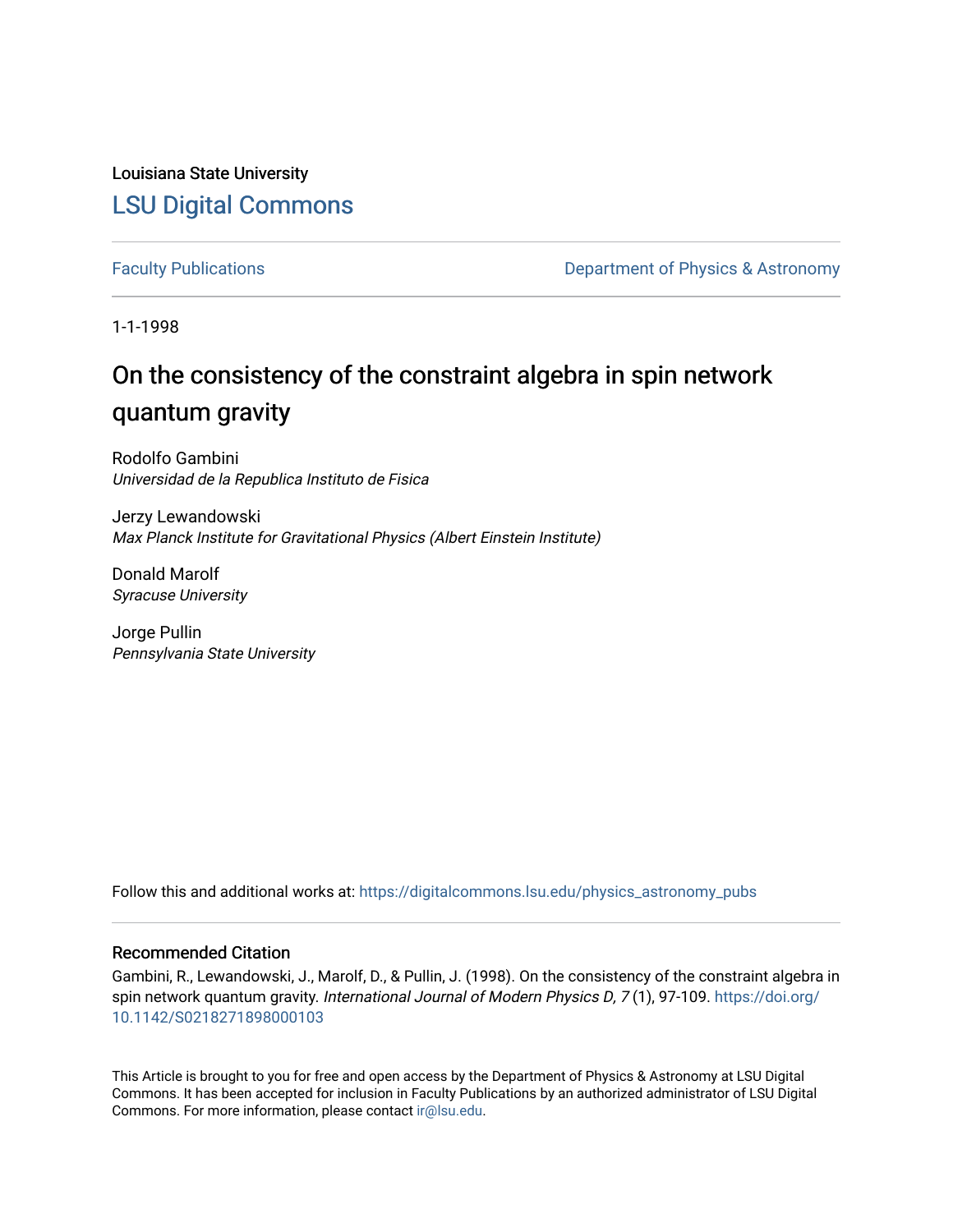Louisiana State University

# LSU Digital Commons

Faculty Publications | Department of Physics & Astronomy

1-1-1998

## On the consistency of the constraint algebra in spin network quantum gravity

Rodolfo Gambini
*Universidad de la Republica Instituto de Fisica*

Jerzy Lewandowski
*Max Planck Institute for Gravitational Physics (Albert Einstein Institute)*

Donald Marolf
*Syracuse University*

Jorge Pullin
*Pennsylvania State University*

Follow this and additional works at: https://digitalcommons.lsu.edu/physics_astronomy_pubs

### Recommended Citation

Gambini, R., Lewandowski, J., Marolf, D., & Pullin, J. (1998). On the consistency of the constraint algebra in spin network quantum gravity. *International Journal of Modern Physics D, 7* (1), 97-109. https://doi.org/10.1142/S0218271898000103

This Article is brought to you for free and open access by the Department of Physics & Astronomy at LSU Digital Commons. It has been accepted for inclusion in Faculty Publications by an authorized administrator of LSU Digital Commons. For more information, please contact ir@lsu.edu.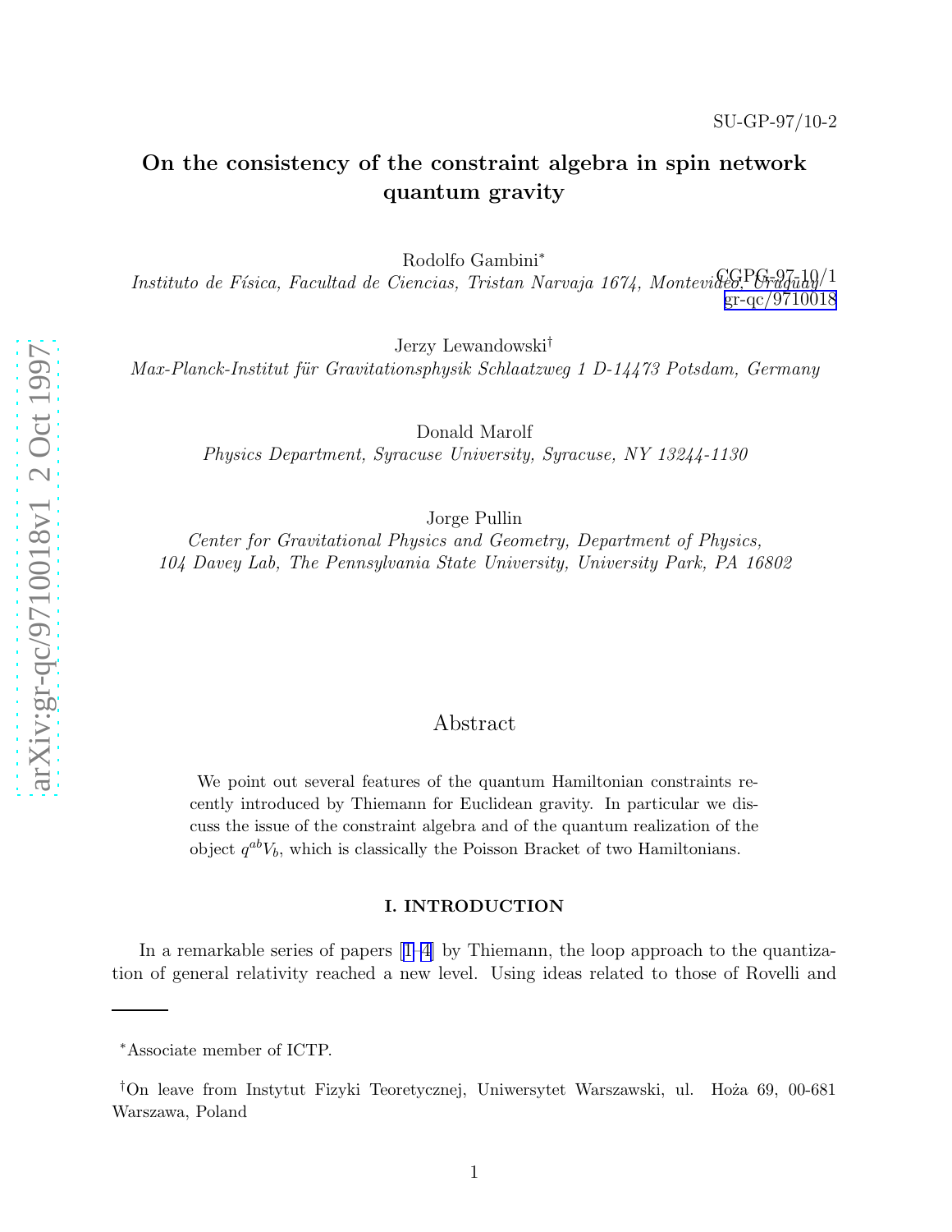SU-GP-97/10-2

CGPG-97-10/1

gr-qc/9710018

# On the consistency of the constraint algebra in spin network quantum gravity

Rodolfo Gambini*

*Instituto de Física, Facultad de Ciencias, Tristan Narvaja 1674, Montevideo, Uruguay*

Jerzy Lewandowski†

*Max-Planck-Institut für Gravitationsphysik Schlaatzweg 1 D-14473 Potsdam, Germany*

Donald Marolf

*Physics Department, Syracuse University, Syracuse, NY 13244-1130*

Jorge Pullin

*Center for Gravitational Physics and Geometry, Department of Physics, 104 Davey Lab, The Pennsylvania State University, University Park, PA 16802*

## Abstract

We point out several features of the quantum Hamiltonian constraints recently introduced by Thiemann for Euclidean gravity. In particular we discuss the issue of the constraint algebra and of the quantum realization of the object $q^{ab}V_b$, which is classically the Poisson Bracket of two Hamiltonians.

## I. INTRODUCTION

In a remarkable series of papers [1–4] by Thiemann, the loop approach to the quantization of general relativity reached a new level. Using ideas related to those of Rovelli and

*Associate member of ICTP.

†On leave from Instytut Fizyki Teoretycznej, Uniwersytet Warszawski, ul. Hoża 69, 00-681 Warszawa, Poland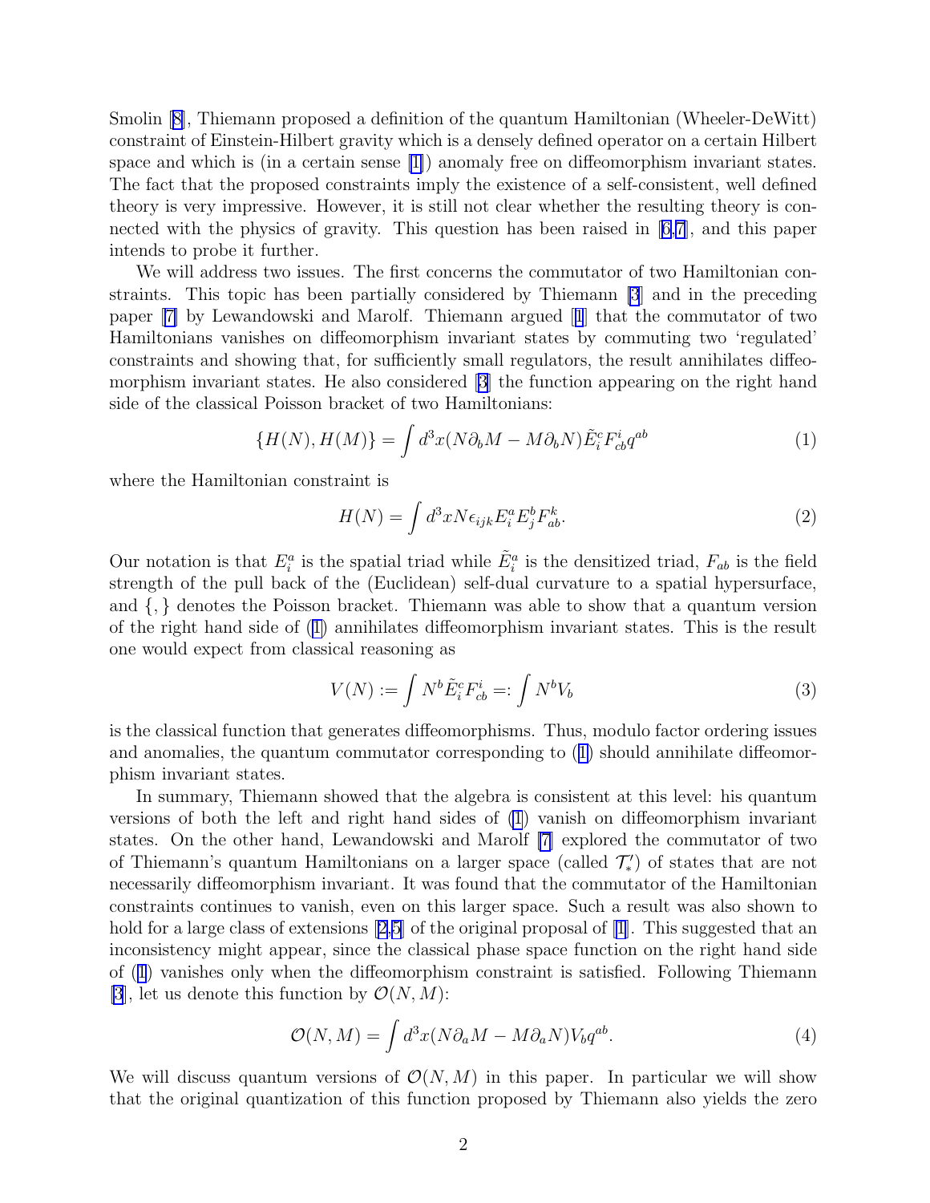Smolin [8], Thiemann proposed a definition of the quantum Hamiltonian (Wheeler-DeWitt) constraint of Einstein-Hilbert gravity which is a densely defined operator on a certain Hilbert space and which is (in a certain sense [1]) anomaly free on diffeomorphism invariant states. The fact that the proposed constraints imply the existence of a self-consistent, well defined theory is very impressive. However, it is still not clear whether the resulting theory is connected with the physics of gravity. This question has been raised in [6,7], and this paper intends to probe it further.

We will address two issues. The first concerns the commutator of two Hamiltonian constraints. This topic has been partially considered by Thiemann [3] and in the preceding paper [7] by Lewandowski and Marolf. Thiemann argued [1] that the commutator of two Hamiltonians vanishes on diffeomorphism invariant states by commuting two 'regulated' constraints and showing that, for sufficiently small regulators, the result annihilates diffeomorphism invariant states. He also considered [3] the function appearing on the right hand side of the classical Poisson bracket of two Hamiltonians:

$$\{H(N), H(M)\} = \int d^3x(N\partial_b M - M\partial_b N)\tilde{E}^c_i F^i_{cb} q^{ab} \tag{1}$$

where the Hamiltonian constraint is

$$H(N) = \int d^3x N \epsilon_{ijk} E^a_i E^b_j F^k_{ab}. \tag{2}$$

Our notation is that $E^a_i$ is the spatial triad while $\tilde{E}^a_i$ is the densitized triad, $F_{ab}$ is the field strength of the pull back of the (Euclidean) self-dual curvature to a spatial hypersurface, and $\{,\}$ denotes the Poisson bracket. Thiemann was able to show that a quantum version of the right hand side of (1) annihilates diffeomorphism invariant states. This is the result one would expect from classical reasoning as

$$V(N) := \int N^b \tilde{E}^c_i F^i_{cb} =: \int N^b V_b \tag{3}$$

is the classical function that generates diffeomorphisms. Thus, modulo factor ordering issues and anomalies, the quantum commutator corresponding to (1) should annihilate diffeomorphism invariant states.

In summary, Thiemann showed that the algebra is consistent at this level: his quantum versions of both the left and right hand sides of (1) vanish on diffeomorphism invariant states. On the other hand, Lewandowski and Marolf [7] explored the commutator of two of Thiemann's quantum Hamiltonians on a larger space (called $\mathcal{T}'_*$) of states that are not necessarily diffeomorphism invariant. It was found that the commutator of the Hamiltonian constraints continues to vanish, even on this larger space. Such a result was also shown to hold for a large class of extensions [2,5] of the original proposal of [1]. This suggested that an inconsistency might appear, since the classical phase space function on the right hand side of (1) vanishes only when the diffeomorphism constraint is satisfied. Following Thiemann [3], let us denote this function by $\mathcal{O}(N, M)$:

$$\mathcal{O}(N, M) = \int d^3x(N\partial_a M - M\partial_a N)V_b q^{ab}. \tag{4}$$

We will discuss quantum versions of $\mathcal{O}(N, M)$ in this paper. In particular we will show that the original quantization of this function proposed by Thiemann also yields the zero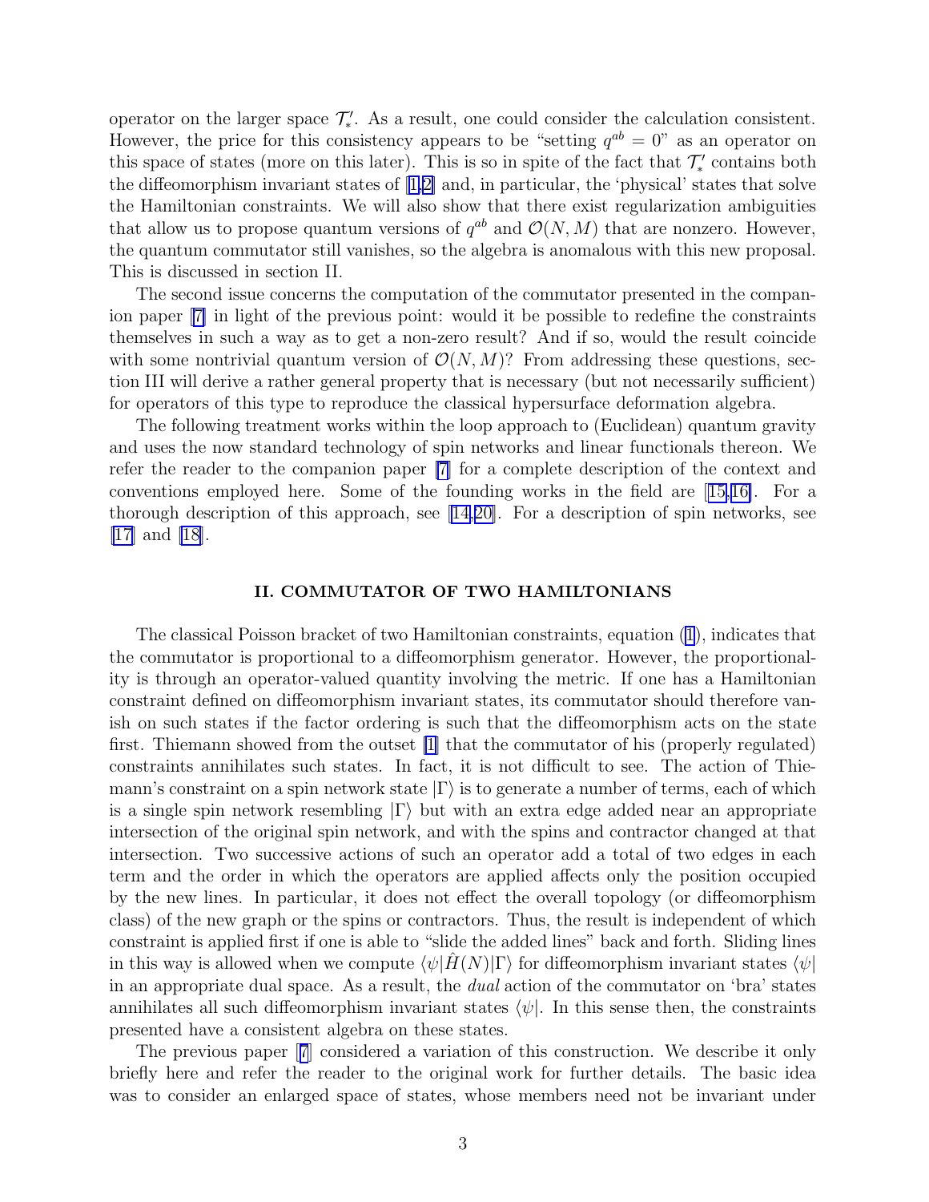operator on the larger space $\mathcal{T}'_*$. As a result, one could consider the calculation consistent. However, the price for this consistency appears to be "setting $q^{ab} = 0$" as an operator on this space of states (more on this later). This is so in spite of the fact that $\mathcal{T}'_*$ contains both the diffeomorphism invariant states of [1,2] and, in particular, the 'physical' states that solve the Hamiltonian constraints. We will also show that there exist regularization ambiguities that allow us to propose quantum versions of $q^{ab}$ and $\mathcal{O}(N, M)$ that are nonzero. However, the quantum commutator still vanishes, so the algebra is anomalous with this new proposal. This is discussed in section II.

The second issue concerns the computation of the commutator presented in the companion paper [7] in light of the previous point: would it be possible to redefine the constraints themselves in such a way as to get a non-zero result? And if so, would the result coincide with some nontrivial quantum version of $\mathcal{O}(N, M)$? From addressing these questions, section III will derive a rather general property that is necessary (but not necessarily sufficient) for operators of this type to reproduce the classical hypersurface deformation algebra.

The following treatment works within the loop approach to (Euclidean) quantum gravity and uses the now standard technology of spin networks and linear functionals thereon. We refer the reader to the companion paper [7] for a complete description of the context and conventions employed here. Some of the founding works in the field are [15,16]. For a thorough description of this approach, see [14,20]. For a description of spin networks, see [17] and [18].

## II. COMMUTATOR OF TWO HAMILTONIANS

The classical Poisson bracket of two Hamiltonian constraints, equation (1), indicates that the commutator is proportional to a diffeomorphism generator. However, the proportionality is through an operator-valued quantity involving the metric. If one has a Hamiltonian constraint defined on diffeomorphism invariant states, its commutator should therefore vanish on such states if the factor ordering is such that the diffeomorphism acts on the state first. Thiemann showed from the outset [1] that the commutator of his (properly regulated) constraints annihilates such states. In fact, it is not difficult to see. The action of Thiemann's constraint on a spin network state $|\Gamma\rangle$ is to generate a number of terms, each of which is a single spin network resembling $|\Gamma\rangle$ but with an extra edge added near an appropriate intersection of the original spin network, and with the spins and contractor changed at that intersection. Two successive actions of such an operator add a total of two edges in each term and the order in which the operators are applied affects only the position occupied by the new lines. In particular, it does not effect the overall topology (or diffeomorphism class) of the new graph or the spins or contractors. Thus, the result is independent of which constraint is applied first if one is able to "slide the added lines" back and forth. Sliding lines in this way is allowed when we compute $\langle\psi|\hat{H}(N)|\Gamma\rangle$ for diffeomorphism invariant states $\langle\psi|$ in an appropriate dual space. As a result, the *dual* action of the commutator on 'bra' states annihilates all such diffeomorphism invariant states $\langle\psi|$. In this sense then, the constraints presented have a consistent algebra on these states.

The previous paper [7] considered a variation of this construction. We describe it only briefly here and refer the reader to the original work for further details. The basic idea was to consider an enlarged space of states, whose members need not be invariant under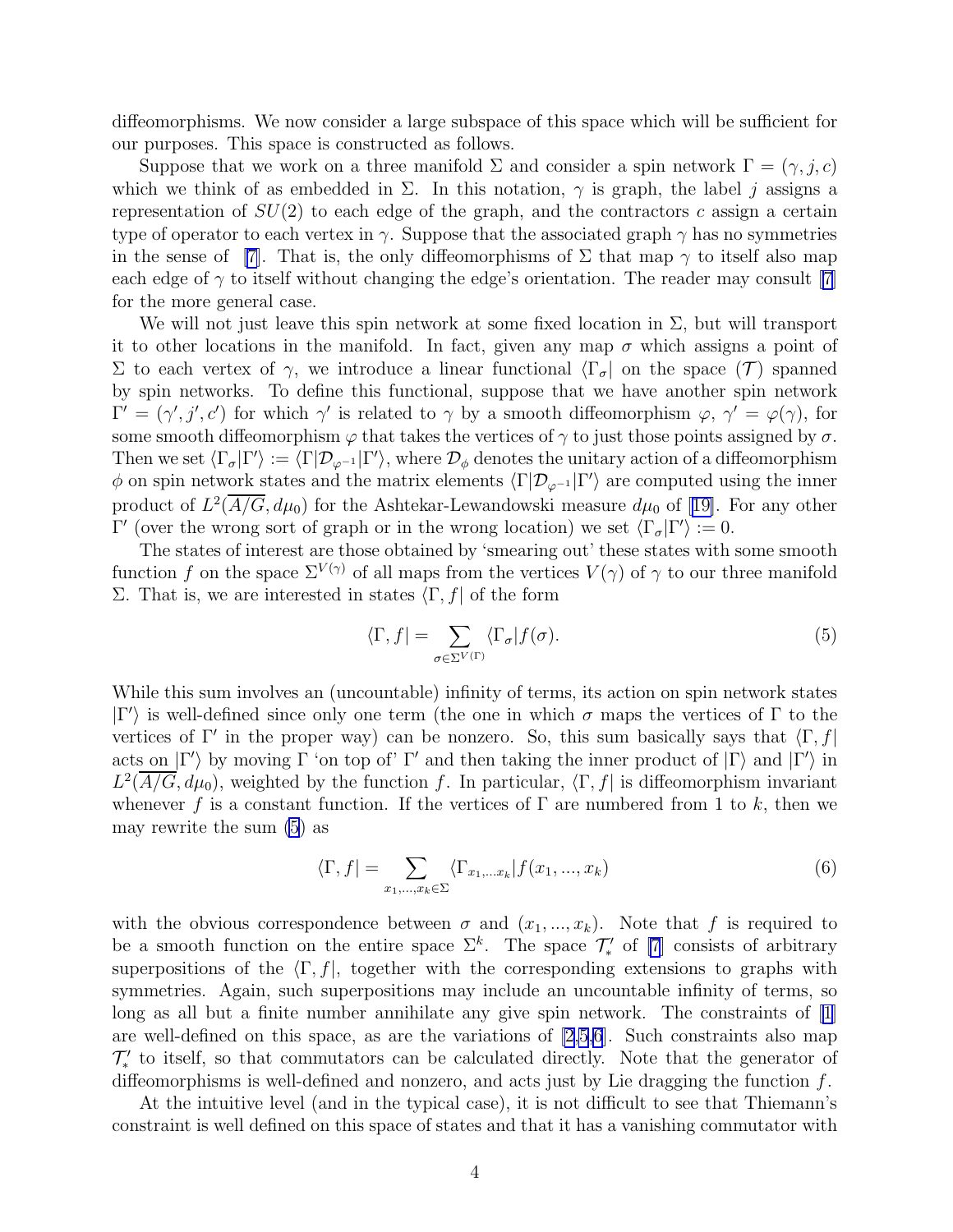diffeomorphisms. We now consider a large subspace of this space which will be sufficient for our purposes. This space is constructed as follows.

Suppose that we work on a three manifold $\Sigma$ and consider a spin network $\Gamma = (\gamma, j, c)$ which we think of as embedded in $\Sigma$. In this notation, $\gamma$ is graph, the label $j$ assigns a representation of $SU(2)$ to each edge of the graph, and the contractors $c$ assign a certain type of operator to each vertex in $\gamma$. Suppose that the associated graph $\gamma$ has no symmetries in the sense of [7]. That is, the only diffeomorphisms of $\Sigma$ that map $\gamma$ to itself also map each edge of $\gamma$ to itself without changing the edge's orientation. The reader may consult [7] for the more general case.

We will not just leave this spin network at some fixed location in $\Sigma$, but will transport it to other locations in the manifold. In fact, given any map $\sigma$ which assigns a point of $\Sigma$ to each vertex of $\gamma$, we introduce a linear functional $\langle \Gamma_\sigma |$ on the space $(\mathcal{T})$ spanned by spin networks. To define this functional, suppose that we have another spin network $\Gamma' = (\gamma', j', c')$ for which $\gamma'$ is related to $\gamma$ by a smooth diffeomorphism $\varphi$, $\gamma' = \varphi(\gamma)$, for some smooth diffeomorphism $\varphi$ that takes the vertices of $\gamma$ to just those points assigned by $\sigma$. Then we set $\langle \Gamma_\sigma | \Gamma' \rangle := \langle \Gamma | \mathcal{D}_{\varphi^{-1}} | \Gamma' \rangle$, where $\mathcal{D}_\phi$ denotes the unitary action of a diffeomorphism $\phi$ on spin network states and the matrix elements $\langle \Gamma | \mathcal{D}_{\varphi^{-1}} | \Gamma' \rangle$ are computed using the inner product of $L^2(\overline{A/G}, d\mu_0)$ for the Ashtekar-Lewandowski measure $d\mu_0$ of [19]. For any other $\Gamma'$ (over the wrong sort of graph or in the wrong location) we set $\langle \Gamma_\sigma | \Gamma' \rangle := 0$.

The states of interest are those obtained by 'smearing out' these states with some smooth function $f$ on the space $\Sigma^{V(\gamma)}$ of all maps from the vertices $V(\gamma)$ of $\gamma$ to our three manifold $\Sigma$. That is, we are interested in states $\langle \Gamma, f |$ of the form

$$\langle \Gamma, f | = \sum_{\sigma \in \Sigma^{V(\Gamma)}} \langle \Gamma_\sigma | f(\sigma). \tag{5}$$

While this sum involves an (uncountable) infinity of terms, its action on spin network states $|\Gamma'\rangle$ is well-defined since only one term (the one in which $\sigma$ maps the vertices of $\Gamma$ to the vertices of $\Gamma'$ in the proper way) can be nonzero. So, this sum basically says that $\langle \Gamma, f|$ acts on $|\Gamma'\rangle$ by moving $\Gamma$ 'on top of' $\Gamma'$ and then taking the inner product of $|\Gamma\rangle$ and $|\Gamma'\rangle$ in $L^2(\overline{A/G}, d\mu_0)$, weighted by the function $f$. In particular, $\langle \Gamma, f|$ is diffeomorphism invariant whenever $f$ is a constant function. If the vertices of $\Gamma$ are numbered from 1 to $k$, then we may rewrite the sum (5) as

$$\langle \Gamma, f | = \sum_{x_1, \dots, x_k \in \Sigma} \langle \Gamma_{x_1, \dots x_k} | f(x_1, \dots, x_k) \tag{6}$$

with the obvious correspondence between $\sigma$ and $(x_1, \dots, x_k)$. Note that $f$ is required to be a smooth function on the entire space $\Sigma^k$. The space $\mathcal{T}'_*$ of [7] consists of arbitrary superpositions of the $\langle \Gamma, f|$, together with the corresponding extensions to graphs with symmetries. Again, such superpositions may include an uncountable infinity of terms, so long as all but a finite number annihilate any give spin network. The constraints of [1] are well-defined on this space, as are the variations of [2,5,6]. Such constraints also map $\mathcal{T}'_*$ to itself, so that commutators can be calculated directly. Note that the generator of diffeomorphisms is well-defined and nonzero, and acts just by Lie dragging the function $f$.

At the intuitive level (and in the typical case), it is not difficult to see that Thiemann's constraint is well defined on this space of states and that it has a vanishing commutator with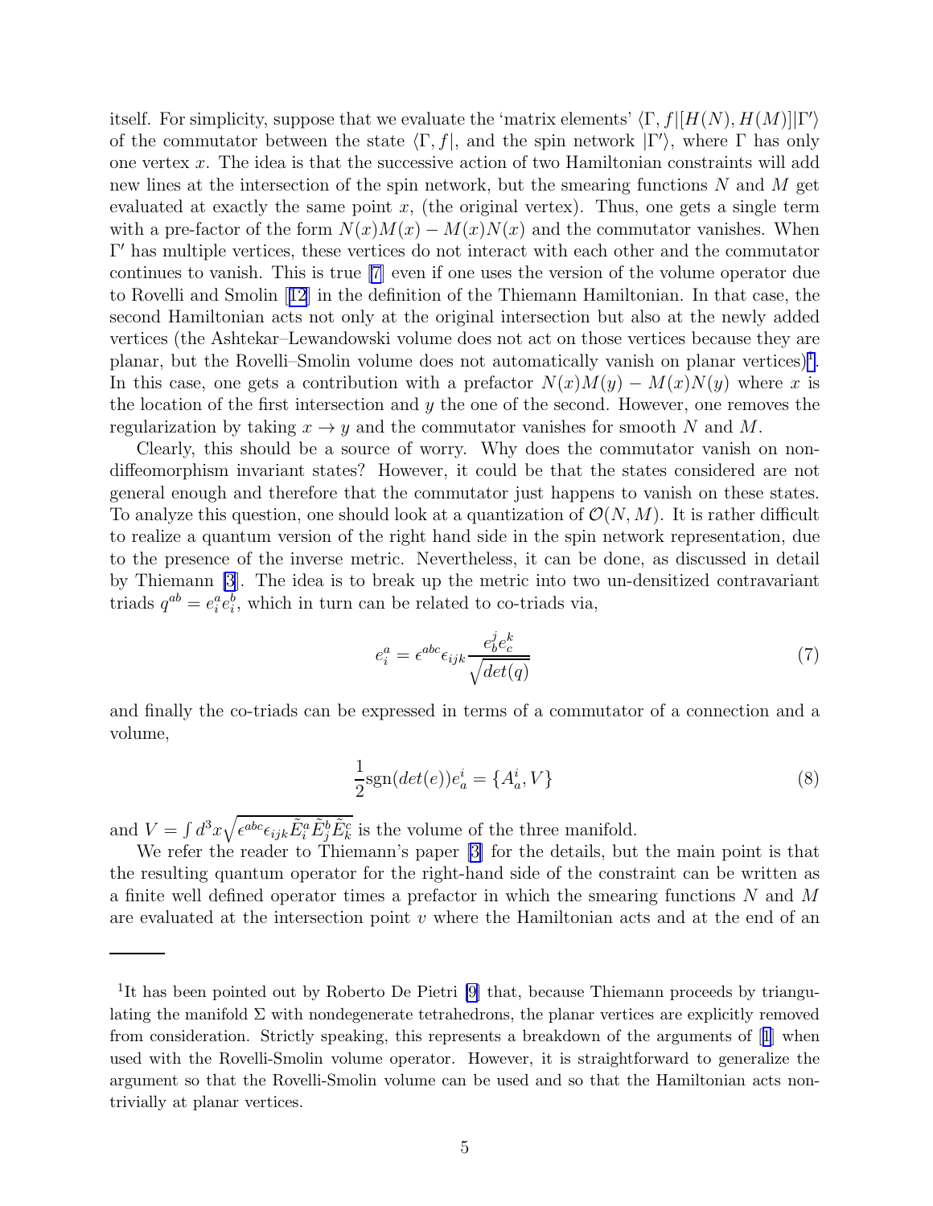itself. For simplicity, suppose that we evaluate the 'matrix elements' $\langle\Gamma, f|[H(N), H(M)]|\Gamma'\rangle$ of the commutator between the state $\langle\Gamma, f|$, and the spin network $|\Gamma'\rangle$, where $\Gamma$ has only one vertex $x$. The idea is that the successive action of two Hamiltonian constraints will add new lines at the intersection of the spin network, but the smearing functions $N$ and $M$ get evaluated at exactly the same point $x$, (the original vertex). Thus, one gets a single term with a pre-factor of the form $N(x)M(x) - M(x)N(x)$ and the commutator vanishes. When $\Gamma'$ has multiple vertices, these vertices do not interact with each other and the commutator continues to vanish. This is true [7] even if one uses the version of the volume operator due to Rovelli and Smolin [12] in the definition of the Thiemann Hamiltonian. In that case, the second Hamiltonian acts not only at the original intersection but also at the newly added vertices (the Ashtekar–Lewandowski volume does not act on those vertices because they are planar, but the Rovelli–Smolin volume does not automatically vanish on planar vertices)[1]. In this case, one gets a contribution with a prefactor $N(x)M(y) - M(x)N(y)$ where $x$ is the location of the first intersection and $y$ the one of the second. However, one removes the regularization by taking $x \to y$ and the commutator vanishes for smooth $N$ and $M$.

Clearly, this should be a source of worry. Why does the commutator vanish on non-diffeomorphism invariant states? However, it could be that the states considered are not general enough and therefore that the commutator just happens to vanish on these states. To analyze this question, one should look at a quantization of $\mathcal{O}(N, M)$. It is rather difficult to realize a quantum version of the right hand side in the spin network representation, due to the presence of the inverse metric. Nevertheless, it can be done, as discussed in detail by Thiemann [3]. The idea is to break up the metric into two un-densitized contravariant triads $q^{ab} = e^a_i e^b_i$, which in turn can be related to co-triads via,

$$e^a_i = \epsilon^{abc}\epsilon_{ijk}\frac{e^j_b e^k_c}{\sqrt{det(q)}} \tag{7}$$

and finally the co-triads can be expressed in terms of a commutator of a connection and a volume,

$$\frac{1}{2}\mathrm{sgn}(det(e))e^i_a = \{A^i_a, V\} \tag{8}$$

and $V = \int d^3x \sqrt{\epsilon^{abc}\epsilon_{ijk}\tilde{E}^a_i\tilde{E}^b_j\tilde{E}^c_k}$ is the volume of the three manifold.

We refer the reader to Thiemann's paper [3] for the details, but the main point is that the resulting quantum operator for the right-hand side of the constraint can be written as a finite well defined operator times a prefactor in which the smearing functions $N$ and $M$ are evaluated at the intersection point $v$ where the Hamiltonian acts and at the end of an

---

[1] It has been pointed out by Roberto De Pietri [9] that, because Thiemann proceeds by triangulating the manifold $\Sigma$ with nondegenerate tetrahedrons, the planar vertices are explicitly removed from consideration. Strictly speaking, this represents a breakdown of the arguments of [1] when used with the Rovelli-Smolin volume operator. However, it is straightforward to generalize the argument so that the Rovelli-Smolin volume can be used and so that the Hamiltonian acts non-trivially at planar vertices.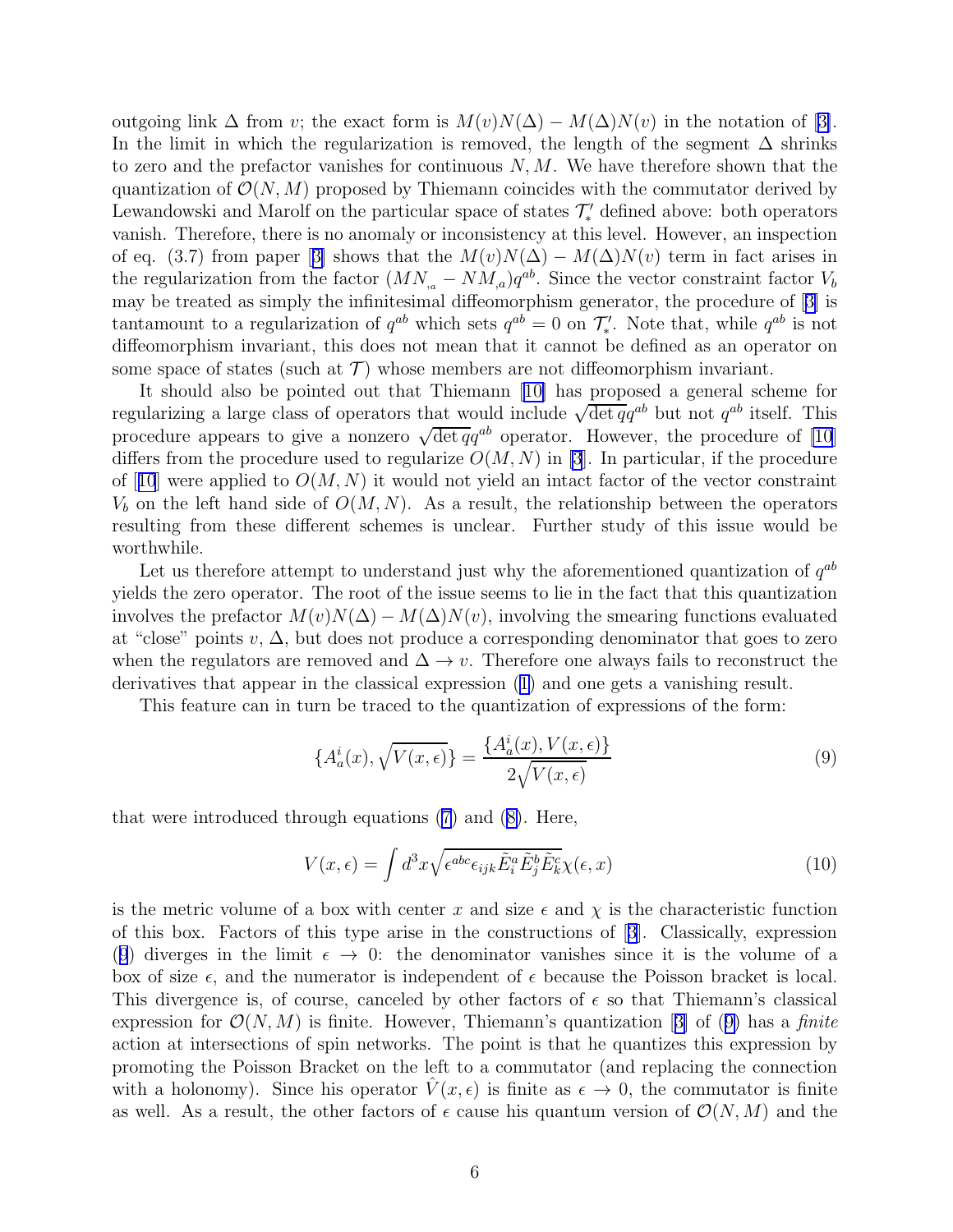outgoing link $\Delta$ from $v$; the exact form is $M(v)N(\Delta) - M(\Delta)N(v)$ in the notation of [3]. In the limit in which the regularization is removed, the length of the segment $\Delta$ shrinks to zero and the prefactor vanishes for continuous $N, M$. We have therefore shown that the quantization of $\mathcal{O}(N, M)$ proposed by Thiemann coincides with the commutator derived by Lewandowski and Marolf on the particular space of states $\mathcal{T}'_*$ defined above: both operators vanish. Therefore, there is no anomaly or inconsistency at this level. However, an inspection of eq. (3.7) from paper [3] shows that the $M(v)N(\Delta) - M(\Delta)N(v)$ term in fact arises in the regularization from the factor $(MN_{,a} - NM_{,a})q^{ab}$. Since the vector constraint factor $V_b$ may be treated as simply the infinitesimal diffeomorphism generator, the procedure of [3] is tantamount to a regularization of $q^{ab}$ which sets $q^{ab} = 0$ on $\mathcal{T}'_*$. Note that, while $q^{ab}$ is not diffeomorphism invariant, this does not mean that it cannot be defined as an operator on some space of states (such at $\mathcal{T}$) whose members are not diffeomorphism invariant.

It should also be pointed out that Thiemann [10] has proposed a general scheme for regularizing a large class of operators that would include $\sqrt{\det q}q^{ab}$ but not $q^{ab}$ itself. This procedure appears to give a nonzero $\sqrt{\det q}q^{ab}$ operator. However, the procedure of [10] differs from the procedure used to regularize $O(M, N)$ in [3]. In particular, if the procedure of [10] were applied to $O(M, N)$ it would not yield an intact factor of the vector constraint $V_b$ on the left hand side of $O(M, N)$. As a result, the relationship between the operators resulting from these different schemes is unclear. Further study of this issue would be worthwhile.

Let us therefore attempt to understand just why the aforementioned quantization of $q^{ab}$ yields the zero operator. The root of the issue seems to lie in the fact that this quantization involves the prefactor $M(v)N(\Delta) - M(\Delta)N(v)$, involving the smearing functions evaluated at "close" points $v, \Delta$, but does not produce a corresponding denominator that goes to zero when the regulators are removed and $\Delta \to v$. Therefore one always fails to reconstruct the derivatives that appear in the classical expression (1) and one gets a vanishing result.

This feature can in turn be traced to the quantization of expressions of the form:

$$\{A^i_a(x), \sqrt{V(x,\epsilon)}\} = \frac{\{A^i_a(x), V(x,\epsilon)\}}{2\sqrt{V(x,\epsilon)}} \tag{9}$$

that were introduced through equations (7) and (8). Here,

$$V(x,\epsilon) = \int d^3x \sqrt{\epsilon^{abc}\epsilon_{ijk}\tilde{E}^a_i\tilde{E}^b_j\tilde{E}^c_k}\chi(\epsilon, x) \tag{10}$$

is the metric volume of a box with center $x$ and size $\epsilon$ and $\chi$ is the characteristic function of this box. Factors of this type arise in the constructions of [3]. Classically, expression (9) diverges in the limit $\epsilon \to 0$: the denominator vanishes since it is the volume of a box of size $\epsilon$, and the numerator is independent of $\epsilon$ because the Poisson bracket is local. This divergence is, of course, canceled by other factors of $\epsilon$ so that Thiemann's classical expression for $\mathcal{O}(N, M)$ is finite. However, Thiemann's quantization [3] of (9) has a *finite* action at intersections of spin networks. The point is that he quantizes this expression by promoting the Poisson Bracket on the left to a commutator (and replacing the connection with a holonomy). Since his operator $\hat{V}(x, \epsilon)$ is finite as $\epsilon \to 0$, the commutator is finite as well. As a result, the other factors of $\epsilon$ cause his quantum version of $\mathcal{O}(N, M)$ and the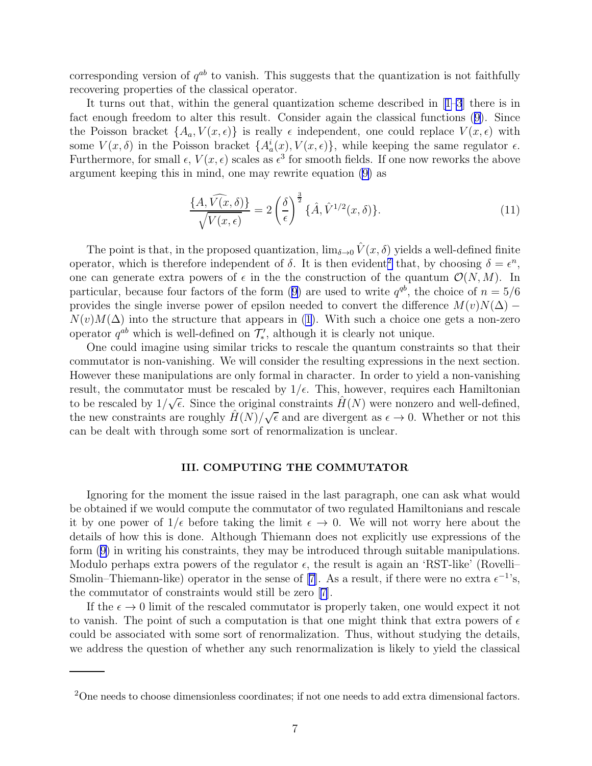corresponding version of $q^{ab}$ to vanish. This suggests that the quantization is not faithfully recovering properties of the classical operator.

It turns out that, within the general quantization scheme described in [1–3] there is in fact enough freedom to alter this result. Consider again the classical functions (9). Since the Poisson bracket $\{A_a, V(x,\epsilon)\}$ is really $\epsilon$ independent, one could replace $V(x,\epsilon)$ with some $V(x,\delta)$ in the Poisson bracket $\{A_a^i(x), V(x,\epsilon)\}$, while keeping the same regulator $\epsilon$. Furthermore, for small $\epsilon$, $V(x,\epsilon)$ scales as $\epsilon^3$ for smooth fields. If one now reworks the above argument keeping this in mind, one may rewrite equation (9) as

$$\frac{\widehat{\{A, V(x,\delta)\}}}{\sqrt{V(x,\epsilon)}} = 2\left(\frac{\delta}{\epsilon}\right)^{\frac{3}{2}} \{\hat{A}, \hat{V}^{1/2}(x,\delta)\}. \tag{11}$$

The point is that, in the proposed quantization, $\lim_{\delta\to 0}\hat{V}(x,\delta)$ yields a well-defined finite operator, which is therefore independent of $\delta$. It is then evident[2] that, by choosing $\delta = \epsilon^n$, one can generate extra powers of $\epsilon$ in the the construction of the quantum $\mathcal{O}(N,M)$. In particular, because four factors of the form (9) are used to write $q^{ab}$, the choice of $n = 5/6$ provides the single inverse power of epsilon needed to convert the difference $M(v)N(\Delta) - N(v)M(\Delta)$ into the structure that appears in (1). With such a choice one gets a non-zero operator $q^{ab}$ which is well-defined on $\mathcal{T}'_*$, although it is clearly not unique.

One could imagine using similar tricks to rescale the quantum constraints so that their commutator is non-vanishing. We will consider the resulting expressions in the next section. However these manipulations are only formal in character. In order to yield a non-vanishing result, the commutator must be rescaled by $1/\epsilon$. This, however, requires each Hamiltonian to be rescaled by $1/\sqrt{\epsilon}$. Since the original constraints $\hat{H}(N)$ were nonzero and well-defined, the new constraints are roughly $\hat{H}(N)/\sqrt{\epsilon}$ and are divergent as $\epsilon \to 0$. Whether or not this can be dealt with through some sort of renormalization is unclear.

## III. COMPUTING THE COMMUTATOR

Ignoring for the moment the issue raised in the last paragraph, one can ask what would be obtained if we would compute the commutator of two regulated Hamiltonians and rescale it by one power of $1/\epsilon$ before taking the limit $\epsilon \to 0$. We will not worry here about the details of how this is done. Although Thiemann does not explicitly use expressions of the form (9) in writing his constraints, they may be introduced through suitable manipulations. Modulo perhaps extra powers of the regulator $\epsilon$, the result is again an 'RST-like' (Rovelli–Smolin–Thiemann-like) operator in the sense of [7]. As a result, if there were no extra $\epsilon^{-1}$'s, the commutator of constraints would still be zero [7].

If the $\epsilon \to 0$ limit of the rescaled commutator is properly taken, one would expect it not to vanish. The point of such a computation is that one might think that extra powers of $\epsilon$ could be associated with some sort of renormalization. Thus, without studying the details, we address the question of whether any such renormalization is likely to yield the classical

[2] One needs to choose dimensionless coordinates; if not one needs to add extra dimensional factors.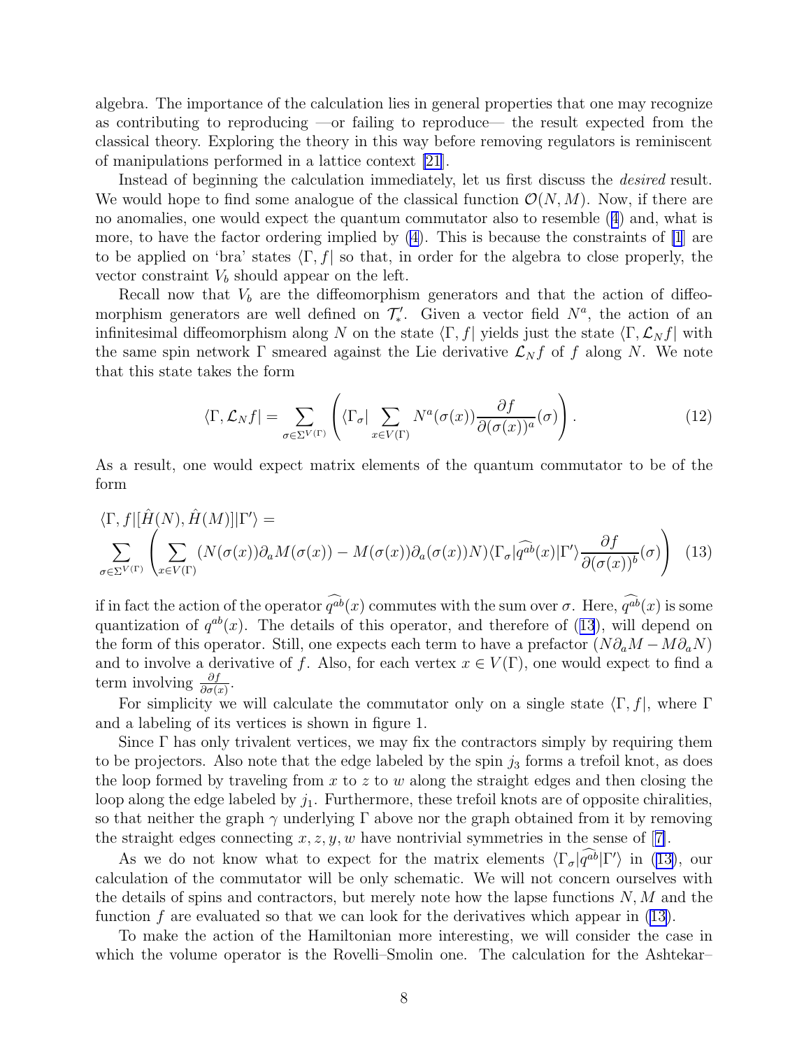algebra. The importance of the calculation lies in general properties that one may recognize as contributing to reproducing —or failing to reproduce— the result expected from the classical theory. Exploring the theory in this way before removing regulators is reminiscent of manipulations performed in a lattice context [21].

Instead of beginning the calculation immediately, let us first discuss the *desired* result. We would hope to find some analogue of the classical function $\mathcal{O}(N, M)$. Now, if there are no anomalies, one would expect the quantum commutator also to resemble (4) and, what is more, to have the factor ordering implied by (4). This is because the constraints of [1] are to be applied on 'bra' states $\langle\Gamma, f|$ so that, in order for the algebra to close properly, the vector constraint $V_b$ should appear on the left.

Recall now that $V_b$ are the diffeomorphism generators and that the action of diffeomorphism generators are well defined on $\mathcal{T}'_*$. Given a vector field $N^a$, the action of an infinitesimal diffeomorphism along $N$ on the state $\langle\Gamma, f|$ yields just the state $\langle\Gamma, \mathcal{L}_N f|$ with the same spin network $\Gamma$ smeared against the Lie derivative $\mathcal{L}_N f$ of $f$ along $N$. We note that this state takes the form

$$\langle\Gamma, \mathcal{L}_N f| = \sum_{\sigma\in\Sigma^{V(\Gamma)}} \left( \langle\Gamma_\sigma| \sum_{x\in V(\Gamma)} N^a(\sigma(x)) \frac{\partial f}{\partial(\sigma(x))^a}(\sigma) \right). \tag{12}$$

As a result, one would expect matrix elements of the quantum commutator to be of the form

$$\langle\Gamma, f|[\hat{H}(N), \hat{H}(M)]|\Gamma'\rangle = \sum_{\sigma\in\Sigma^{V(\Gamma)}} \left( \sum_{x\in V(\Gamma)} (N(\sigma(x))\partial_a M(\sigma(x)) - M(\sigma(x))\partial_a(\sigma(x))N) \langle\Gamma_\sigma|\widehat{q^{ab}}(x)|\Gamma'\rangle \frac{\partial f}{\partial(\sigma(x))^b}(\sigma) \right) \tag{13}$$

if in fact the action of the operator $\widehat{q^{ab}}(x)$ commutes with the sum over $\sigma$. Here, $\widehat{q^{ab}}(x)$ is some quantization of $q^{ab}(x)$. The details of this operator, and therefore of (13), will depend on the form of this operator. Still, one expects each term to have a prefactor $(N\partial_a M - M\partial_a N)$ and to involve a derivative of $f$. Also, for each vertex $x \in V(\Gamma)$, one would expect to find a term involving $\frac{\partial f}{\partial\sigma(x)}$.

For simplicity we will calculate the commutator only on a single state $\langle\Gamma, f|$, where $\Gamma$ and a labeling of its vertices is shown in figure 1.

Since $\Gamma$ has only trivalent vertices, we may fix the contractors simply by requiring them to be projectors. Also note that the edge labeled by the spin $j_3$ forms a trefoil knot, as does the loop formed by traveling from $x$ to $z$ to $w$ along the straight edges and then closing the loop along the edge labeled by $j_1$. Furthermore, these trefoil knots are of opposite chiralities, so that neither the graph $\gamma$ underlying $\Gamma$ above nor the graph obtained from it by removing the straight edges connecting $x, z, y, w$ have nontrivial symmetries in the sense of [7].

As we do not know what to expect for the matrix elements $\langle\Gamma_\sigma|\widehat{q^{ab}}|\Gamma'\rangle$ in (13), our calculation of the commutator will be only schematic. We will not concern ourselves with the details of spins and contractors, but merely note how the lapse functions $N, M$ and the function $f$ are evaluated so that we can look for the derivatives which appear in (13).

To make the action of the Hamiltonian more interesting, we will consider the case in which the volume operator is the Rovelli–Smolin one. The calculation for the Ashtekar–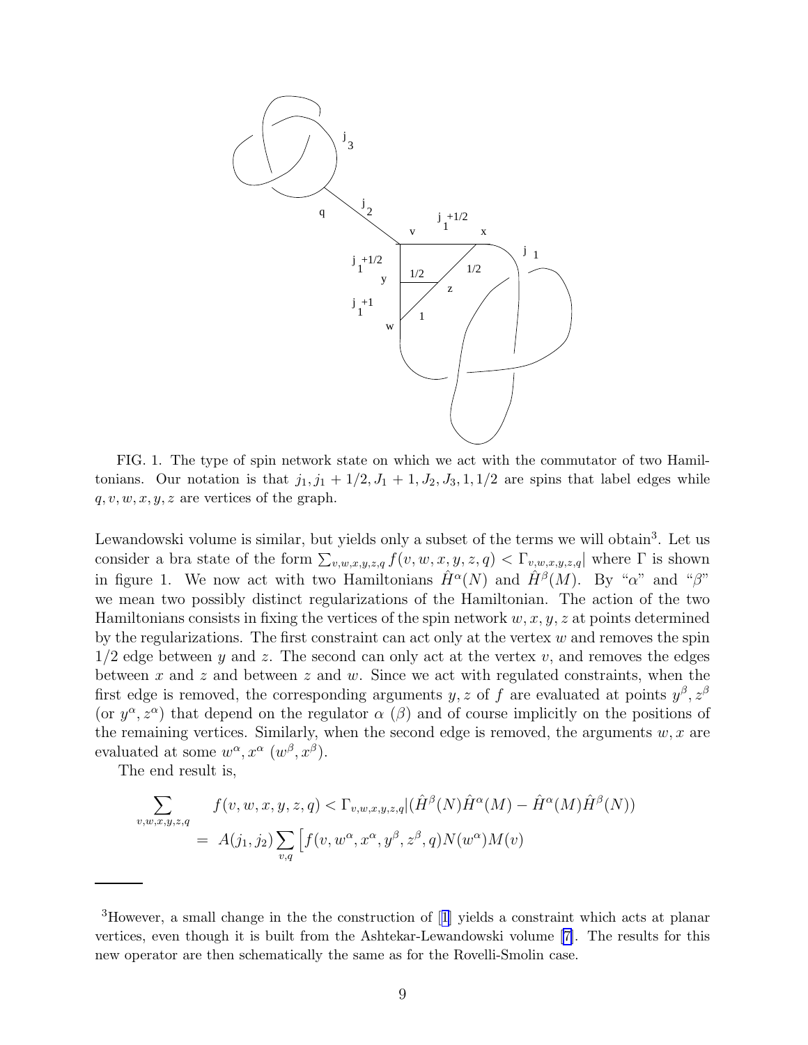FIG. 1. The type of spin network state on which we act with the commutator of two Hamiltonians. Our notation is that $j_1, j_1+1/2, J_1+1, J_2, J_3, 1, 1/2$ are spins that label edges while $q, v, w, x, y, z$ are vertices of the graph.

Lewandowski volume is similar, but yields only a subset of the terms we will obtain[3]. Let us consider a bra state of the form $\sum_{v,w,x,y,z,q} f(v,w,x,y,z,q) < \Gamma_{v,w,x,y,z,q}|$ where $\Gamma$ is shown in figure 1. We now act with two Hamiltonians $\hat{H}^\alpha(N)$ and $\hat{H}^\beta(M)$. By "$\alpha$" and "$\beta$" we mean two possibly distinct regularizations of the Hamiltonian. The action of the two Hamiltonians consists in fixing the vertices of the spin network $w, x, y, z$ at points determined by the regularizations. The first constraint can act only at the vertex $w$ and removes the spin $1/2$ edge between $y$ and $z$. The second can only act at the vertex $v$, and removes the edges between $x$ and $z$ and between $z$ and $w$. Since we act with regulated constraints, when the first edge is removed, the corresponding arguments $y, z$ of $f$ are evaluated at points $y^\beta, z^\beta$ (or $y^\alpha, z^\alpha$) that depend on the regulator $\alpha$ ($\beta$) and of course implicitly on the positions of the remaining vertices. Similarly, when the second edge is removed, the arguments $w, x$ are evaluated at some $w^\alpha, x^\alpha$ ($w^\beta, x^\beta$).

The end result is,

$$
\begin{aligned}
\sum_{v,w,x,y,z,q} \quad & f(v,w,x,y,z,q) < \Gamma_{v,w,x,y,z,q}|(\hat{H}^\beta(N)\hat{H}^\alpha(M) - \hat{H}^\alpha(M)\hat{H}^\beta(N)) \\
&= A(j_1,j_2)\sum_{v,q}\left[f(v,w^\alpha,x^\alpha,y^\beta,z^\beta,q)N(w^\alpha)M(v)\right.
\end{aligned}
$$

[3] However, a small change in the the construction of [1] yields a constraint which acts at planar vertices, even though it is built from the Ashtekar-Lewandowski volume [7]. The results for this new operator are then schematically the same as for the Rovelli-Smolin case.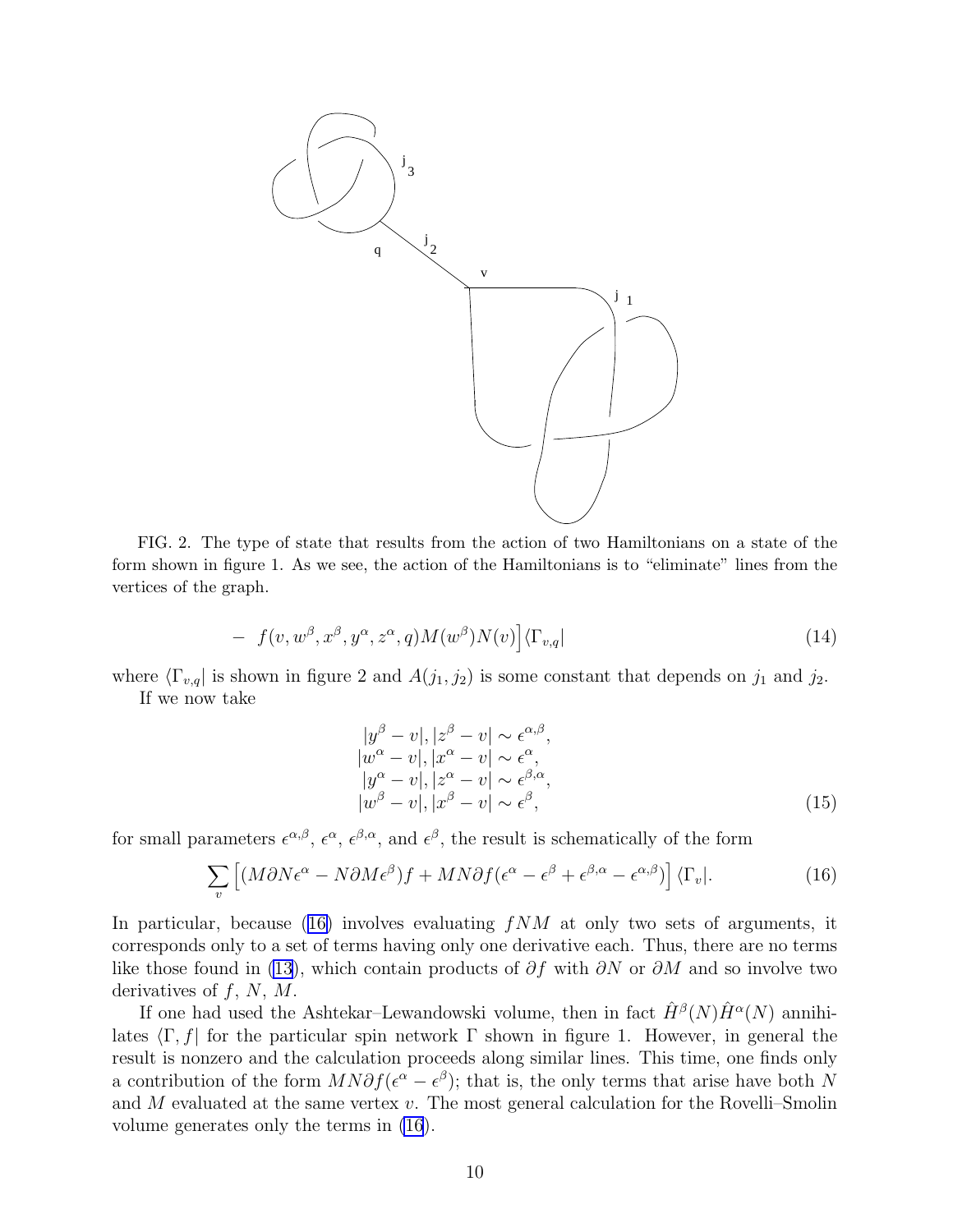FIG. 2. The type of state that results from the action of two Hamiltonians on a state of the form shown in figure 1. As we see, the action of the Hamiltonians is to "eliminate" lines from the vertices of the graph.

$$- \left. f(v, w^\beta, x^\beta, y^\alpha, z^\alpha, q) M(w^\beta) N(v) \right] \langle \Gamma_{v,q}| \tag{14}$$

where $\langle \Gamma_{v,q}|$ is shown in figure 2 and $A(j_1, j_2)$ is some constant that depends on $j_1$ and $j_2$.

If we now take

$$\begin{aligned}
|y^\beta - v|, |z^\beta - v| &\sim \epsilon^{\alpha,\beta}, \\
|w^\alpha - v|, |x^\alpha - v| &\sim \epsilon^{\alpha}, \\
|y^\alpha - v|, |z^\alpha - v| &\sim \epsilon^{\beta,\alpha}, \\
|w^\beta - v|, |x^\beta - v| &\sim \epsilon^{\beta},
\end{aligned} \tag{15}$$

for small parameters $\epsilon^{\alpha,\beta}$, $\epsilon^\alpha$, $\epsilon^{\beta,\alpha}$, and $\epsilon^\beta$, the result is schematically of the form

$$\sum_v \left[ (M\partial N\epsilon^\alpha - N\partial M\epsilon^\beta) f + MN\partial f(\epsilon^\alpha - \epsilon^\beta + \epsilon^{\beta,\alpha} - \epsilon^{\alpha,\beta}) \right] \langle \Gamma_v|. \tag{16}$$

In particular, because (16) involves evaluating $fNM$ at only two sets of arguments, it corresponds only to a set of terms having only one derivative each. Thus, there are no terms like those found in (13), which contain products of $\partial f$ with $\partial N$ or $\partial M$ and so involve two derivatives of $f$, $N$, $M$.

If one had used the Ashtekar–Lewandowski volume, then in fact $\hat{H}^\beta(N)\hat{H}^\alpha(N)$ annihilates $\langle \Gamma, f|$ for the particular spin network $\Gamma$ shown in figure 1. However, in general the result is nonzero and the calculation proceeds along similar lines. This time, one finds only a contribution of the form $MN\partial f(\epsilon^\alpha - \epsilon^\beta)$; that is, the only terms that arise have both $N$ and $M$ evaluated at the same vertex $v$. The most general calculation for the Rovelli–Smolin volume generates only the terms in (16).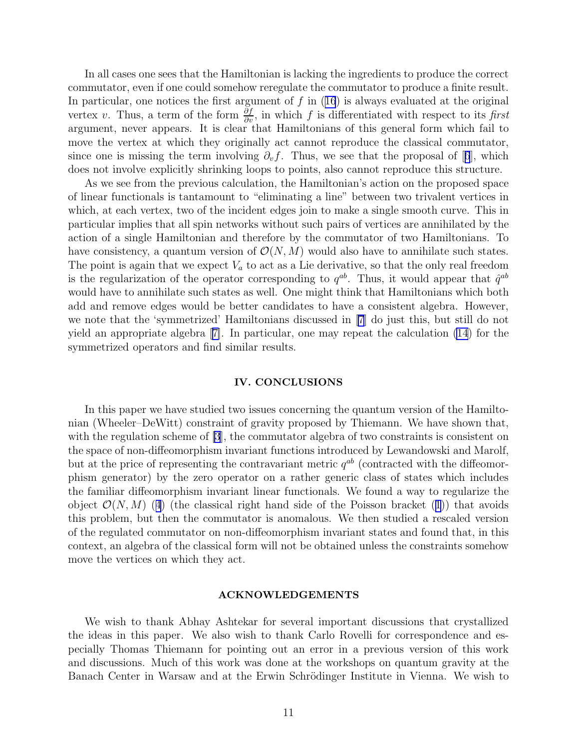In all cases one sees that the Hamiltonian is lacking the ingredients to produce the correct commutator, even if one could somehow reregulate the commutator to produce a finite result. In particular, one notices the first argument of $f$ in (16) is always evaluated at the original vertex $v$. Thus, a term of the form $\frac{\partial f}{\partial v}$, in which $f$ is differentiated with respect to its *first* argument, never appears. It is clear that Hamiltonians of this general form which fail to move the vertex at which they originally act cannot reproduce the classical commutator, since one is missing the term involving $\partial_v f$. Thus, we see that the proposal of [6], which does not involve explicitly shrinking loops to points, also cannot reproduce this structure.

As we see from the previous calculation, the Hamiltonian's action on the proposed space of linear functionals is tantamount to "eliminating a line" between two trivalent vertices in which, at each vertex, two of the incident edges join to make a single smooth curve. This in particular implies that all spin networks without such pairs of vertices are annihilated by the action of a single Hamiltonian and therefore by the commutator of two Hamiltonians. To have consistency, a quantum version of $\mathcal{O}(N, M)$ would also have to annihilate such states. The point is again that we expect $V_a$ to act as a Lie derivative, so that the only real freedom is the regularization of the operator corresponding to $q^{ab}$. Thus, it would appear that $\hat{q}^{ab}$ would have to annihilate such states as well. One might think that Hamiltonians which both add and remove edges would be better candidates to have a consistent algebra. However, we note that the 'symmetrized' Hamiltonians discussed in [7] do just this, but still do not yield an appropriate algebra [7]. In particular, one may repeat the calculation (14) for the symmetrized operators and find similar results.

## IV. CONCLUSIONS

In this paper we have studied two issues concerning the quantum version of the Hamiltonian (Wheeler–DeWitt) constraint of gravity proposed by Thiemann. We have shown that, with the regulation scheme of [3], the commutator algebra of two constraints is consistent on the space of non-diffeomorphism invariant functions introduced by Lewandowski and Marolf, but at the price of representing the contravariant metric $q^{ab}$ (contracted with the diffeomorphism generator) by the zero operator on a rather generic class of states which includes the familiar diffeomorphism invariant linear functionals. We found a way to regularize the object $\mathcal{O}(N, M)$ (4) (the classical right hand side of the Poisson bracket (1)) that avoids this problem, but then the commutator is anomalous. We then studied a rescaled version of the regulated commutator on non-diffeomorphism invariant states and found that, in this context, an algebra of the classical form will not be obtained unless the constraints somehow move the vertices on which they act.

## ACKNOWLEDGEMENTS

We wish to thank Abhay Ashtekar for several important discussions that crystallized the ideas in this paper. We also wish to thank Carlo Rovelli for correspondence and especially Thomas Thiemann for pointing out an error in a previous version of this work and discussions. Much of this work was done at the workshops on quantum gravity at the Banach Center in Warsaw and at the Erwin Schrödinger Institute in Vienna. We wish to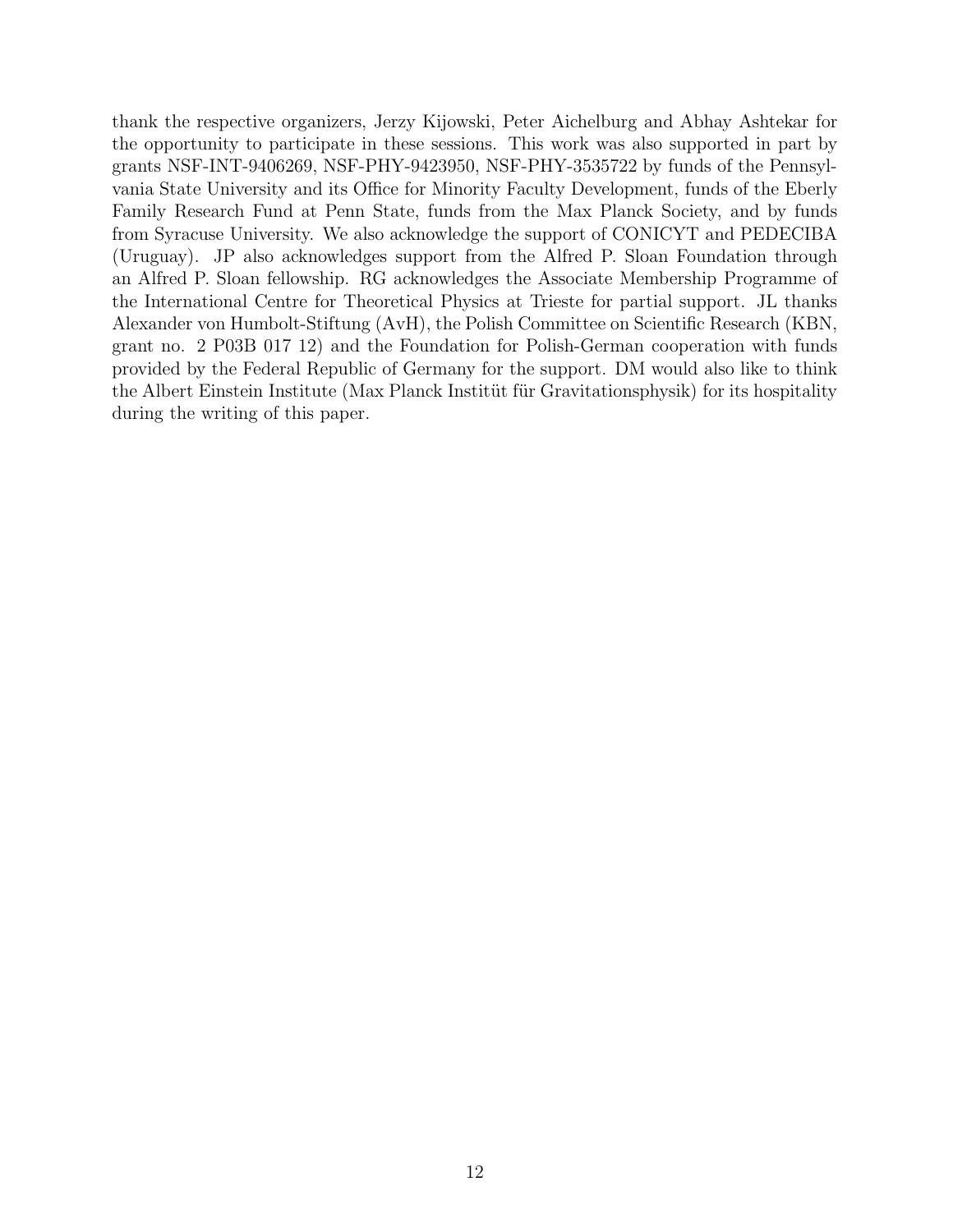thank the respective organizers, Jerzy Kijowski, Peter Aichelburg and Abhay Ashtekar for the opportunity to participate in these sessions. This work was also supported in part by grants NSF-INT-9406269, NSF-PHY-9423950, NSF-PHY-3535722 by funds of the Pennsylvania State University and its Office for Minority Faculty Development, funds of the Eberly Family Research Fund at Penn State, funds from the Max Planck Society, and by funds from Syracuse University. We also acknowledge the support of CONICYT and PEDECIBA (Uruguay). JP also acknowledges support from the Alfred P. Sloan Foundation through an Alfred P. Sloan fellowship. RG acknowledges the Associate Membership Programme of the International Centre for Theoretical Physics at Trieste for partial support. JL thanks Alexander von Humbolt-Stiftung (AvH), the Polish Committee on Scientific Research (KBN, grant no. 2 P03B 017 12) and the Foundation for Polish-German cooperation with funds provided by the Federal Republic of Germany for the support. DM would also like to think the Albert Einstein Institute (Max Planck Institüt für Gravitationsphysik) for its hospitality during the writing of this paper.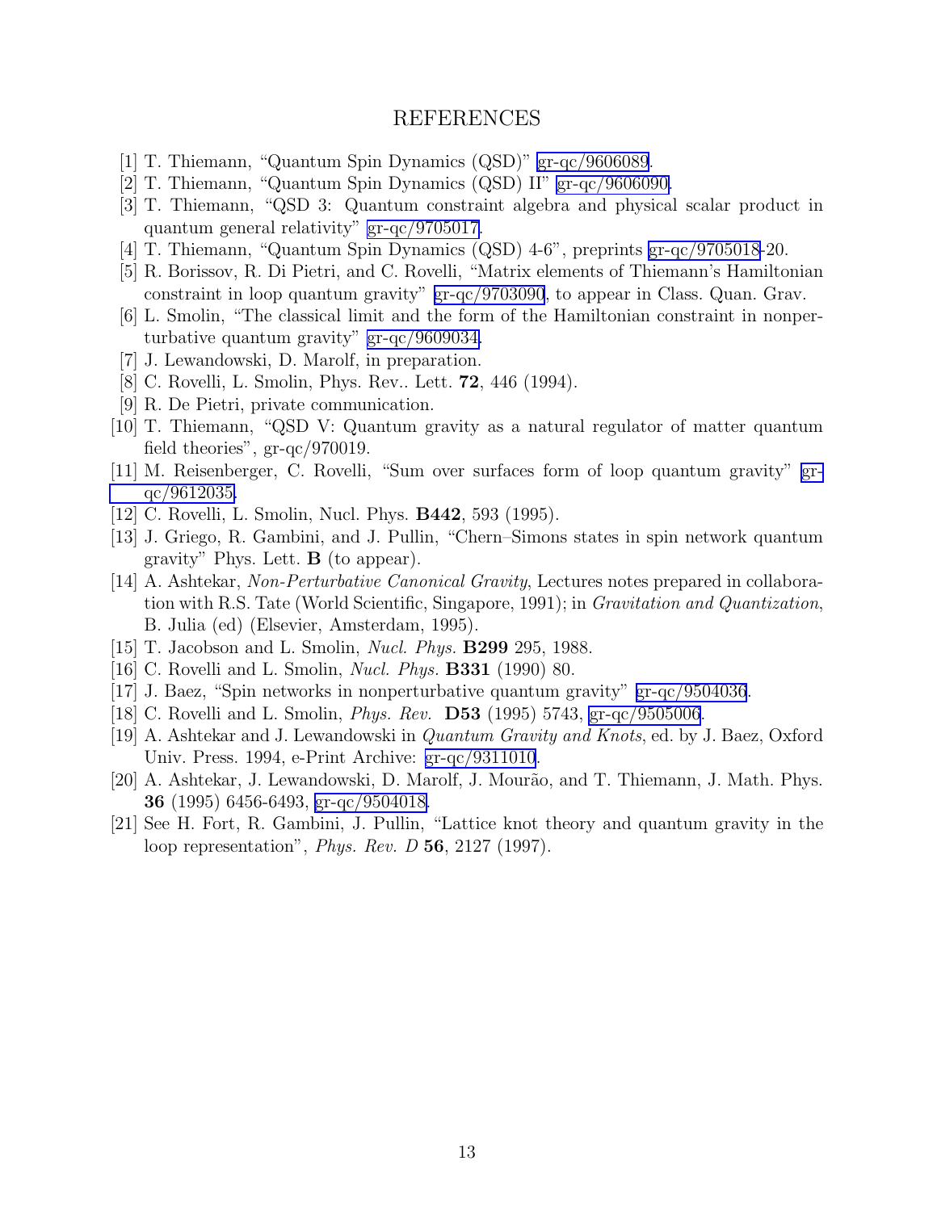# REFERENCES

[1] T. Thiemann, "Quantum Spin Dynamics (QSD)" gr-qc/9606089.

[2] T. Thiemann, "Quantum Spin Dynamics (QSD) II" gr-qc/9606090.

[3] T. Thiemann, "QSD 3: Quantum constraint algebra and physical scalar product in quantum general relativity" gr-qc/9705017.

[4] T. Thiemann, "Quantum Spin Dynamics (QSD) 4-6", preprints gr-qc/9705018-20.

[5] R. Borissov, R. Di Pietri, and C. Rovelli, "Matrix elements of Thiemann's Hamiltonian constraint in loop quantum gravity" gr-qc/9703090, to appear in Class. Quan. Grav.

[6] L. Smolin, "The classical limit and the form of the Hamiltonian constraint in nonperturbative quantum gravity" gr-qc/9609034.

[7] J. Lewandowski, D. Marolf, in preparation.

[8] C. Rovelli, L. Smolin, Phys. Rev.. Lett. **72**, 446 (1994).

[9] R. De Pietri, private communication.

[10] T. Thiemann, "QSD V: Quantum gravity as a natural regulator of matter quantum field theories", gr-qc/970019.

[11] M. Reisenberger, C. Rovelli, "Sum over surfaces form of loop quantum gravity" gr-qc/9612035.

[12] C. Rovelli, L. Smolin, Nucl. Phys. **B442**, 593 (1995).

[13] J. Griego, R. Gambini, and J. Pullin, "Chern–Simons states in spin network quantum gravity" Phys. Lett. **B** (to appear).

[14] A. Ashtekar, *Non-Perturbative Canonical Gravity*, Lectures notes prepared in collaboration with R.S. Tate (World Scientific, Singapore, 1991); in *Gravitation and Quantization*, B. Julia (ed) (Elsevier, Amsterdam, 1995).

[15] T. Jacobson and L. Smolin, *Nucl. Phys.* **B299** 295, 1988.

[16] C. Rovelli and L. Smolin, *Nucl. Phys.* **B331** (1990) 80.

[17] J. Baez, "Spin networks in nonperturbative quantum gravity" gr-qc/9504036.

[18] C. Rovelli and L. Smolin, *Phys. Rev.* **D53** (1995) 5743, gr-qc/9505006.

[19] A. Ashtekar and J. Lewandowski in *Quantum Gravity and Knots*, ed. by J. Baez, Oxford Univ. Press. 1994, e-Print Archive: gr-qc/9311010.

[20] A. Ashtekar, J. Lewandowski, D. Marolf, J. Mourão, and T. Thiemann, J. Math. Phys. **36** (1995) 6456-6493, gr-qc/9504018.

[21] See H. Fort, R. Gambini, J. Pullin, "Lattice knot theory and quantum gravity in the loop representation", *Phys. Rev. D* **56**, 2127 (1997).